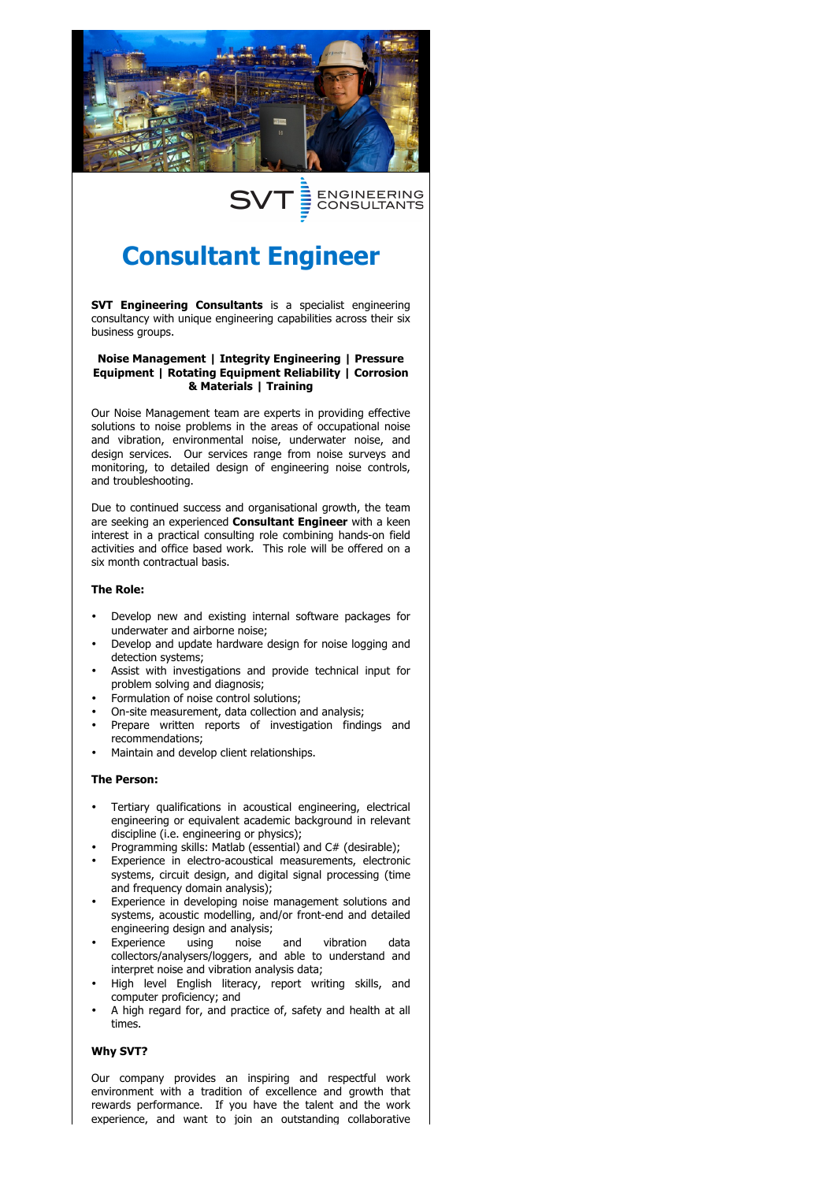SVT ENGINEERING CONSULTANTS

# Consultant Engineer

**SVT Engineering Consultants** is a specialist engineering consultancy with unique engineering capabilities across their six business groups.

**Noise Management | Integrity Engineering | Pressure Equipment | Rotating Equipment Reliability | Corrosion & Materials | Training**

Our Noise Management team are experts in providing effective solutions to noise problems in the areas of occupational noise and vibration, environmental noise, underwater noise, and design services. Our services range from noise surveys and monitoring, to detailed design of engineering noise controls, and troubleshooting.

Due to continued success and organisational growth, the team are seeking an experienced **Consultant Engineer** with a keen interest in a practical consulting role combining hands-on field activities and office based work. This role will be offered on a six month contractual basis.

**The Role:**

- Develop new and existing internal software packages for underwater and airborne noise;
- Develop and update hardware design for noise logging and detection systems;
- Assist with investigations and provide technical input for problem solving and diagnosis;
- Formulation of noise control solutions;
- On-site measurement, data collection and analysis;
- Prepare written reports of investigation findings and recommendations;
- Maintain and develop client relationships.

**The Person:**

- Tertiary qualifications in acoustical engineering, electrical engineering or equivalent academic background in relevant discipline (i.e. engineering or physics);
- Programming skills: Matlab (essential) and C# (desirable);
- Experience in electro-acoustical measurements, electronic systems, circuit design, and digital signal processing (time and frequency domain analysis);
- Experience in developing noise management solutions and systems, acoustic modelling, and/or front-end and detailed engineering design and analysis;
- Experience using noise and vibration data collectors/analysers/loggers, and able to understand and interpret noise and vibration analysis data;
- High level English literacy, report writing skills, and computer proficiency; and
- A high regard for, and practice of, safety and health at all times.

**Why SVT?**

Our company provides an inspiring and respectful work environment with a tradition of excellence and growth that rewards performance. If you have the talent and the work experience, and want to join an outstanding collaborative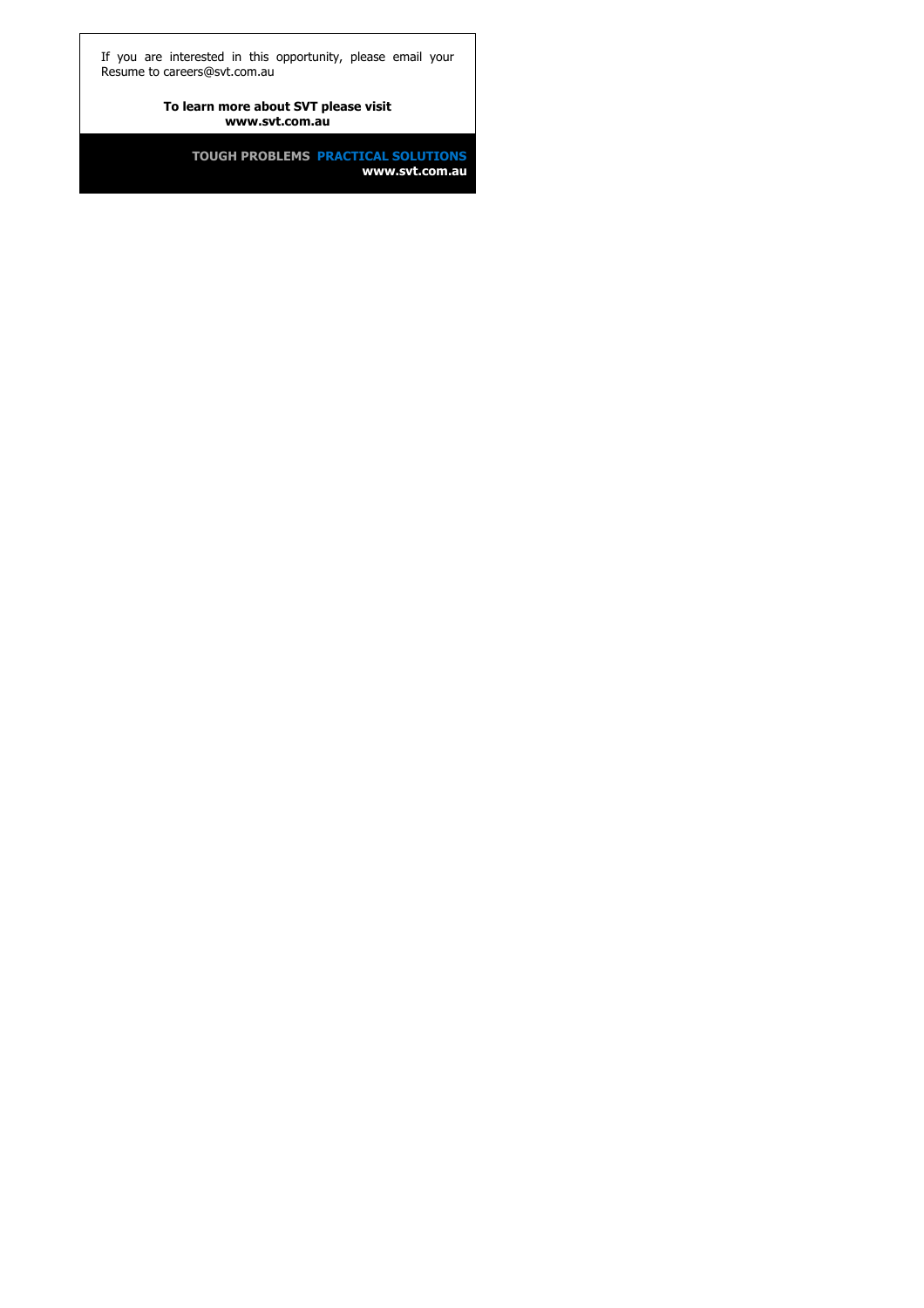If you are interested in this opportunity, please email your Resume to careers@svt.com.au

**To learn more about SVT please visit www.svt.com.au**

**TOUGH PROBLEMS PRACTICAL SOLUTIONS**
**www.svt.com.au**